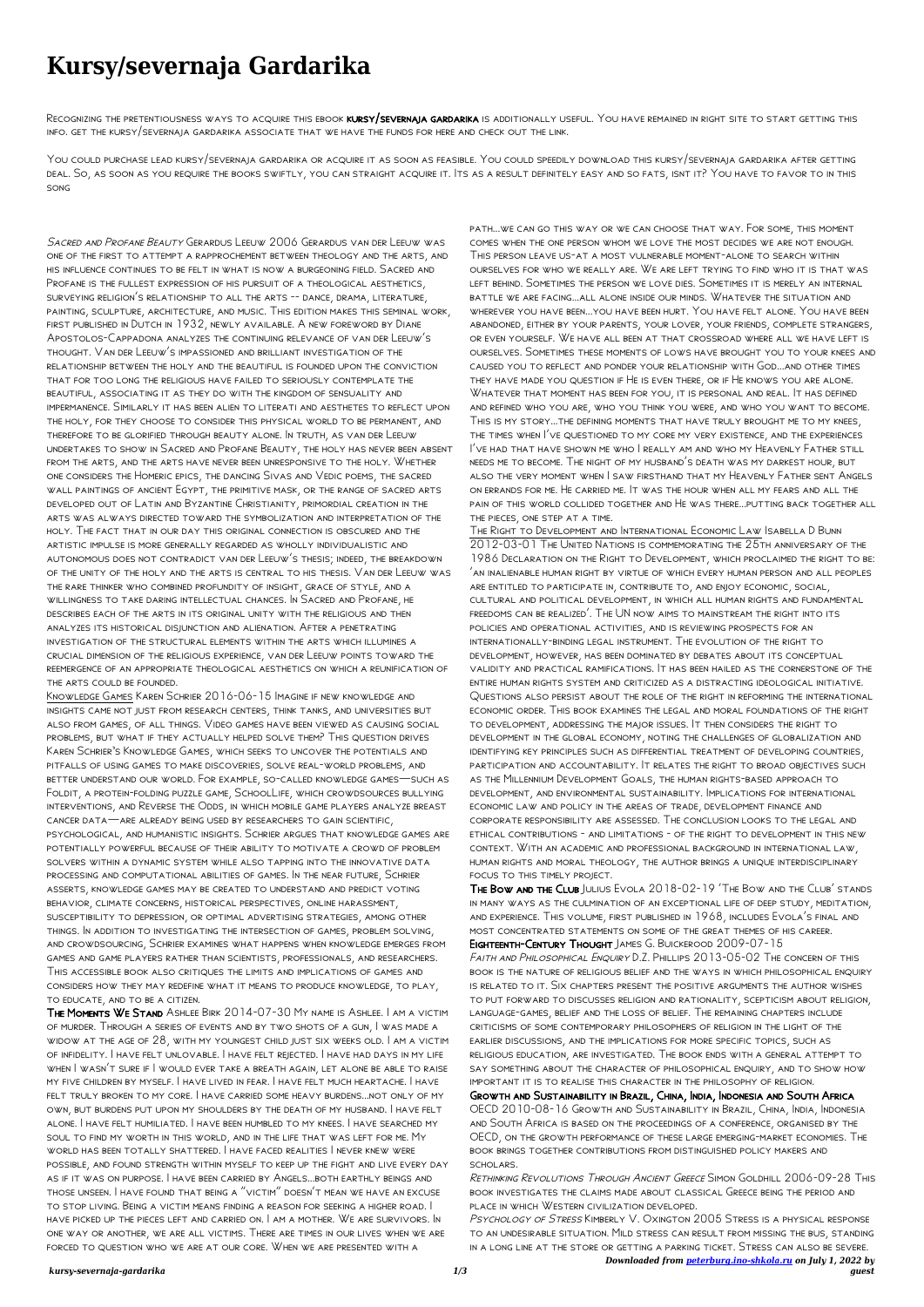# Kursy/severnaja Gardarika

Recognizing the pretentiousness ways to acquire this ebook **kursy/severnaja gardarika** is additionally useful. You have remained in right site to start getting this info. get the kursy/severnaja gardarika associate that we have the funds for here and check out the link.

You could purchase lead kursy/severnaja gardarika or acquire it as soon as feasible. You could speedily download this kursy/severnaja gardarika after getting deal. So, as soon as you require the books swiftly, you can straight acquire it. Its as a result definitely easy and so fats, isnt it? You have to favor to in this song

*Sacred and Profane Beauty* Gerardus Leeuw 2006 Gerardus van der Leeuw was one of the first to attempt a rapprochement between theology and the arts, and his influence continues to be felt in what is now a burgeoning field. Sacred and Profane is the fullest expression of his pursuit of a theological aesthetics, surveying religion's relationship to all the arts -- dance, drama, literature, painting, sculpture, architecture, and music. This edition makes this seminal work, first published in Dutch in 1932, newly available. A new foreword by Diane Apostolos-Cappadona analyzes the continuing relevance of van der Leeuw's thought. Van der Leeuw's impassioned and brilliant investigation of the relationship between the holy and the beautiful is founded upon the conviction that for too long the religious have failed to seriously contemplate the beautiful, associating it as they do with the kingdom of sensuality and impermanence. Similarly it has been alien to literati and aesthetes to reflect upon the holy, for they choose to consider this physical world to be permanent, and therefore to be glorified through beauty alone. In truth, as van der Leeuw undertakes to show in Sacred and Profane Beauty, the holy has never been absent from the arts, and the arts have never been unresponsive to the holy. Whether one considers the Homeric epics, the dancing Sivas and Vedic poems, the sacred wall paintings of ancient Egypt, the primitive mask, or the range of sacred arts developed out of Latin and Byzantine Christianity, primordial creation in the arts was always directed toward the symbolization and interpretation of the holy. The fact that in our day this original connection is obscured and the artistic impulse is more generally regarded as wholly individualistic and autonomous does not contradict van der Leeuw's thesis; indeed, the breakdown of the unity of the holy and the arts is central to his thesis. Van der Leeuw was the rare thinker who combined profundity of insight, grace of style, and a willingness to take daring intellectual chances. In Sacred and Profane, he describes each of the arts in its original unity with the religious and then analyzes its historical disjunction and alienation. After a penetrating investigation of the structural elements within the arts which illumines a crucial dimension of the religious experience, van der Leeuw points toward the reemergence of an appropriate theological aesthetics on which a reunification of the arts could be founded.

Knowledge Games Karen Schrier 2016-06-15 Imagine if new knowledge and insights came not just from research centers, think tanks, and universities but also from games, of all things. Video games have been viewed as causing social problems, but what if they actually helped solve them? This question drives Karen Schrier's Knowledge Games, which seeks to uncover the potentials and pitfalls of using games to make discoveries, solve real-world problems, and better understand our world. For example, so-called knowledge games—such as Foldit, a protein-folding puzzle game, SchoolLife, which crowdsources bullying interventions, and Reverse the Odds, in which mobile game players analyze breast cancer data—are already being used by researchers to gain scientific, psychological, and humanistic insights. Schrier argues that knowledge games are potentially powerful because of their ability to motivate a crowd of problem solvers within a dynamic system while also tapping into the innovative data processing and computational abilities of games. In the near future, Schrier asserts, knowledge games may be created to understand and predict voting behavior, climate concerns, historical perspectives, online harassment, susceptibility to depression, or optimal advertising strategies, among other things. In addition to investigating the intersection of games, problem solving, and crowdsourcing, Schrier examines what happens when knowledge emerges from games and game players rather than scientists, professionals, and researchers. This accessible book also critiques the limits and implications of games and considers how they may redefine what it means to produce knowledge, to play, to educate, and to be a citizen.

**The Moments We Stand** Ashlee Birk 2014-07-30 My name is Ashlee. I am a victim of murder. Through a series of events and by two shots of a gun, I was made a widow at the age of 28, with my youngest child just six weeks old. I am a victim of infidelity. I have felt unlovable. I have felt rejected. I have had days in my life when I wasn't sure if I would ever take a breath again, let alone be able to raise my five children by myself. I have lived in fear. I have felt much heartache. I have felt truly broken to my core. I have carried some heavy burdens...not only of my own, but burdens put upon my shoulders by the death of my husband. I have felt alone. I have felt humiliated. I have been humbled to my knees. I have searched my soul to find my worth in this world, and in the life that was left for me. My world has been totally shattered. I have faced realities I never knew were possible, and found strength within myself to keep up the fight and live every day as if it was on purpose. I have been carried by Angels...both earthly beings and those unseen. I have found that being a "victim" doesn't mean we have an excuse to stop living. Being a victim means finding a reason for seeking a higher road. I have picked up the pieces left and carried on. I am a mother. We are survivors. In one way or another, we are all victims. There are times in our lives when we are forced to question who we are at our core. When we are presented with a path...we can go this way or we can choose that way. For some, this moment comes when the one person whom we love the most decides we are not enough. This person leave us-at a most vulnerable moment-alone to search within ourselves for who we really are. We are left trying to find who it is that was left behind. Sometimes the person we love dies. Sometimes it is merely an internal battle we are facing...all alone inside our minds. Whatever the situation and wherever you have been...you have been hurt. You have felt alone. You have been abandoned, either by your parents, your lover, your friends, complete strangers, or even yourself. We have all been at that crossroad where all we have left is ourselves. Sometimes these moments of lows have brought you to your knees and caused you to reflect and ponder your relationship with God...and other times they have made you question if He is even there, or if He knows you are alone. Whatever that moment has been for you, it is personal and real. It has defined and refined who you are, who you think you were, and who you want to become. This is my story...the defining moments that have truly brought me to my knees, the times when I've questioned to my core my very existence, and the experiences I've had that have shown me who I really am and who my Heavenly Father still needs me to become. The night of my husband's death was my darkest hour, but also the very moment when I saw firsthand that my Heavenly Father sent Angels on errands for me. He carried me. It was the hour when all my fears and all the pain of this world collided together and He was there...putting back together all the pieces, one step at a time.

The Right to Development and International Economic Law Isabella D Bunn 2012-03-01 The United Nations is commemorating the 25th anniversary of the 1986 Declaration on the Right to Development, which proclaimed the right to be: 'an inalienable human right by virtue of which every human person and all peoples are entitled to participate in, contribute to, and enjoy economic, social, cultural and political development, in which all human rights and fundamental freedoms can be realized'. The UN now aims to mainstream the right into its policies and operational activities, and is reviewing prospects for an internationally-binding legal instrument. The evolution of the right to development, however, has been dominated by debates about its conceptual validity and practical ramifications. It has been hailed as the cornerstone of the entire human rights system and criticized as a distracting ideological initiative. Questions also persist about the role of the right in reforming the international economic order. This book examines the legal and moral foundations of the right to development, addressing the major issues. It then considers the right to development in the global economy, noting the challenges of globalization and identifying key principles such as differential treatment of developing countries, participation and accountability. It relates the right to broad objectives such as the Millennium Development Goals, the human rights-based approach to development, and environmental sustainability. Implications for international economic law and policy in the areas of trade, development finance and corporate responsibility are assessed. The conclusion looks to the legal and ethical contributions - and limitations - of the right to development in this new context. With an academic and professional background in international law, human rights and moral theology, the author brings a unique interdisciplinary focus to this timely project.

**The Bow and the Club** Julius Evola 2018-02-19 'The Bow and the Club' stands in many ways as the culmination of an exceptional life of deep study, meditation, and experience. This volume, first published in 1968, includes Evola's final and most concentrated statements on some of the great themes of his career.

**Eighteenth-Century Thought** James G. Buickerood 2009-07-15

*Faith and Philosophical Enquiry* D.Z. Phillips 2013-05-02 The concern of this book is the nature of religious belief and the ways in which philosophical enquiry is related to it. Six chapters present the positive arguments the author wishes to put forward to discusses religion and rationality, scepticism about religion, language-games, belief and the loss of belief. The remaining chapters include criticisms of some contemporary philosophers of religion in the light of the earlier discussions, and the implications for more specific topics, such as religious education, are investigated. The book ends with a general attempt to say something about the character of philosophical enquiry, and to show how important it is to realise this character in the philosophy of religion.

**Growth and Sustainability in Brazil, China, India, Indonesia and South Africa** OECD 2010-08-16 Growth and Sustainability in Brazil, China, India, Indonesia and South Africa is based on the proceedings of a conference, organised by the OECD, on the growth performance of these large emerging-market economies. The book brings together contributions from distinguished policy makers and scholars.

*Rethinking Revolutions Through Ancient Greece* Simon Goldhill 2006-09-28 This book investigates the claims made about classical Greece being the period and place in which Western civilization developed.

*Psychology of Stress* Kimberly V. Oxington 2005 Stress is a physical response to an undesirable situation. Mild stress can result from missing the bus, standing in a long line at the store or getting a parking ticket. Stress can also be severe.

*Downloaded from peterburg.ino-shkola.ru on July 1, 2022 by guest*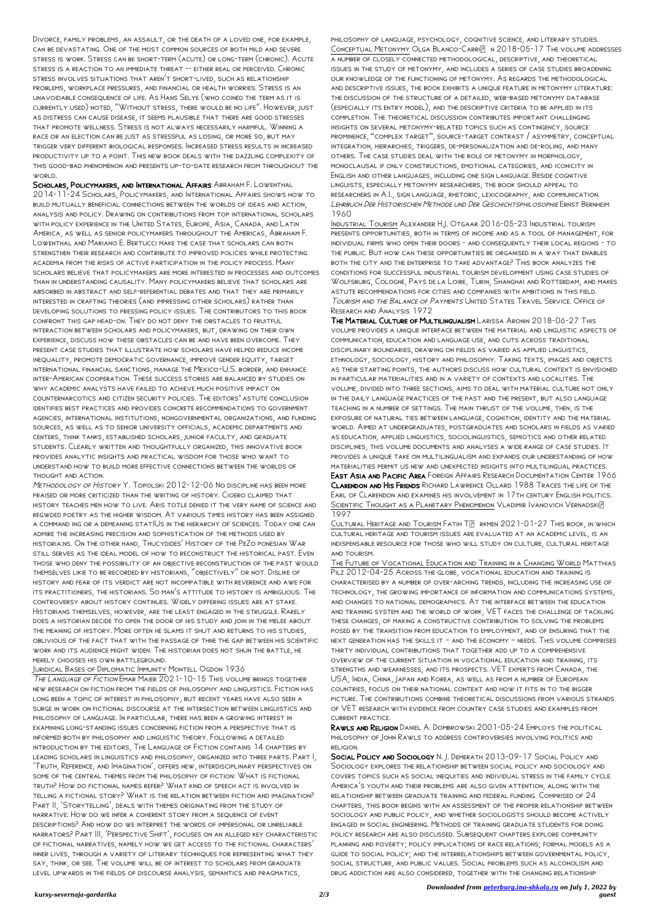Divorce, family problems, an assault, or the death of a loved one, for example, can be devastating. One of the most common sources of both mild and severe stress is work. Stress can be short-term (acute) or long-term (chronic). Acute stress is a reaction to an immediate threat -- either real or perceived. Chronic stress involves situations that aren't short-lived, such as relationship problems, workplace pressures, and financial or health worries. Stress is an unavoidable consequence of life. As Hans Selye (who coined the term as it is currently used) noted, "Without stress, there would be no life". However, just as distress can cause disease, it seems plausible that there are good stresses that promote wellness. Stress is not always necessarily harmful. Winning a race or an election can be just as stressful as losing, or more so, but may trigger very different biological responses. Increased stress results in increased productivity up to a point. This new book deals with the dazzling complexity of this good-bad phenomenon and presents up-to-date research from throughout the world.

**Scholars, Policymakers, and International Affairs** Abraham F. Lowenthal 2014-11-24 Scholars, Policymakers, and International Affairs shows how to build mutually beneficial connections between the worlds of ideas and action, analysis and policy. Drawing on contributions from top international scholars with policy experience in the United States, Europe, Asia, Canada, and Latin America, as well as senior policymakers throughout the Americas, Abraham F. Lowenthal and Mariano E. Bertucci make the case that scholars can both strengthen their research and contribute to improved policies while protecting academia from the risks of active participation in the policy process. Many scholars believe that policymakers are more interested in processes and outcomes than in understanding causality. Many policymakers believe that scholars are absorbed in abstract and self-referential debates and that they are primarily interested in crafting theories (and impressing other scholars) rather than developing solutions to pressing policy issues. The contributors to this book confront this gap head-on. They do not deny the obstacles to fruitful interaction between scholars and policymakers, but, drawing on their own experience, discuss how these obstacles can be and have been overcome. They present case studies that illustrate how scholars have helped reduce income inequality, promote democratic governance, improve gender equity, target international financial sanctions, manage the Mexico–U.S. border, and enhance inter-American cooperation. These success stories are balanced by studies on why academic analysts have failed to achieve much positive impact on counternarcotics and citizen security policies. The editors' astute conclusion identifies best practices and provides concrete recommendations to government agencies, international institutions, nongovernmental organizations, and funding sources, as well as to senior university officials, academic departments and centers, think tanks, established scholars, junior faculty, and graduate students. Clearly written and thoughtfully organized, this innovative book provides analytic insights and practical wisdom for those who want to understand how to build more effective connections between the worlds of thought and action.

*Methodology of History* Y. Topolski 2012-12-06 No discipline has been more praised or more criticized than the writing of history. Cicero claimed that history teaches men how to live. Aris totle denied it the very name of science and regwded poetry as the higher wisdom. At various times history has been assigned a command ing or a demeaning statIUs in the hierarchy of sciences. Today one can admire the increasing precision and sophistication of the methods used by historia:ns. On the other hand, Thucydides' History of the PeZo ponesian War still serves as the ideal model of how to reconstruct the historical past. Even those who deny the possibility of an objective reconstruction of the past would themselves likie to be recorded by historians, "objectively" or not. Dislike of history and fear of its verdict are not incompatible with reverence and awe for its practitioners, the historians. So man's attitude to history is ambiguous. The controversy about history continues. Widely differing issues are at stake. Historians themselves, however, are the least engaged in the struggle. Rarely does a historian decide to open the door of his study and join in the melee about the meaning of history. More often he slams it shut and returns to his studies, oblivious of the fact that with the passage of time the gap between his scientific work and its audience might widen. The historian does not shun the battle, he merely chooses his own battleground.

Juridical Bases of Diplomatic Immunity Montell Ogdon 1936

*The Language of Fiction* Emar Maier 2021-10-15 This volume brings together new research on fiction from the fields of philosophy and linguistics. Fiction has long been a topic of interest in philosophy, but recent years have also seen a surge in work on fictional discourse at the intersection between linguistics and philosophy of language. In particular, there has been a growing interest in examining long-standing issues concerning fiction from a perspective that is informed both by philosophy and linguistic theory. Following a detailed introduction by the editors, The Language of Fiction contains 14 chapters by leading scholars in linguistics and philosophy, organized into three parts. Part I, 'Truth, Reference, and Imagination', offers new, interdisciplinary perspectives on some of the central themes from the philosophy of fiction: What is fictional truth? How do fictional names refer? What kind of speech act is involved in telling a fictional story? What is the relation between fiction and imagination? Part II, 'Storytelling', deals with themes originating from the study of narrative: How do we infer a coherent story from a sequence of event descriptions? And how do we interpret the words of impersonal or unreliable narrators? Part III, 'Perspective Shift', focuses on an alleged key characteristic of fictional narratives, namely how we get access to the fictional characters' inner lives, through a variety of literary techniques for representing what they say, think, or see. The volume will be of interest to scholars from graduate level upwards in the fields of discourse analysis, semantics and pragmatics, philosophy of language, psychology, cognitive science, and literary studies.

Conceptual Metonymy Olga Blanco-Carri�n 2018-05-17 The volume addresses a number of closely connected methodological, descriptive, and theoretical issues in the study of metonymy, and includes a series of case studies broadening our knowledge of the functioning of metonymy. As regards the methodological and descriptive issues, the book exhibits a unique feature in metonymy literature: the discussion of the structure of a detailed, web-based metonymy database (especially its entry model), and the descriptive criteria to be applied in its completion. The theoretical discussion contributes important challenging insights on several metonymy-related topics such as contingency, source prominence, "complex target", source-target contrast / asymmetry, conceptual integration, hierarchies, triggers, de-personalization and de-roling, and many others. The case studies deal with the role of metonymy in morphology, monoclausal if only constructions, emotional categories, and iconicity in English and other languages, including one sign language. Beside cognitive linguists, especially metonymy researchers, the book should appeal to researchers in A.I., sign language, rhetoric, lexicography, and communication.

*Lehrbuch Der Historischen Methode und Der Geschichtsphilosophie* Ernst Bernheim 1960

Industrial Tourism Alexander H.J. Otgaar 2016-05-23 Industrial tourism presents opportunities, both in terms of income and as a tool of management, for individual firms who open their doors - and consequently their local regions - to the public. But how can these opportunities be organised in a way that enables both the city and the enterprise to take advantage? This book analyzes the conditions for successful industrial tourism development using case studies of Wolfsburg, Cologne, Pays de la Loire, Turin, Shanghai and Rotterdam, and makes astute recommendations for cities and companies with ambitions in this field.

*Tourism and the Balance of Payments* United States Travel Service. Office of Research and Analysis 1972

**The Material Culture of Multilingualism** Larissa Aronin 2018-06-27 This volume provides a unique interface between the material and linguistic aspects of communication, education and language use, and cuts across traditional disciplinary boundaries, drawing on fields as varied as applied linguistics, ethnology, sociology, history and philosophy. Taking texts, images and objects as their starting points, the authors discuss how cultural context is envisioned in particular materialities and in a variety of contexts and localities. The volume, divided into three sections, aims to deal with material culture not only in the daily language practices of the past and the present, but also language teaching in a number of settings. The main thrust of the volume, then, is the exposure of natural ties between language, cognition, identity and the material world. Aimed at undergraduates, postgraduates and scholars in fields as varied as education, applied linguistics, sociolinguistics, semiotics and other related disciplines, this volume documents and analyses a wide range of case studies. It provides a unique take on multilingualism and expands our understanding of how materialities permit us new and unexpected insights into multilingual practices.

**East Asia and Pacific Area** Foreign Affairs Research Documentation Center 1966

**Clarendon and His Friends** Richard Lawrence Ollard 1988 Traces the life of the Earl of Clarendon and examines his involvement in 17th century English politics.

Scientific Thought as a Planetary Phenomenon Vladimir Ivanovich Vernadski� 1997

Cultural Heritage and Tourism Fatih T� rkmen 2021-01-27 This book, in which cultural heritage and tourism issues are evaluated at an academic level, is an indispensable resource for those who will study on culture, cultural heritage and tourism.

The Future of Vocational Education and Training in a Changing World Matthias Pilz 2012-04-25 Across the globe, vocational education and training is characterised by a number of over-arching trends, including the increasing use of technology, the growing importance of information and communications systems, and changes to national demographics. At the interface between the education and training system and the world of work, VET faces the challenge of tackling these changes, of making a constructive contribution to solving the problems posed by the transition from education to employment, and of ensuring that the next generation has the skills it – and the economy – needs. This volume comprises thirty individual contributions that together add up to a comprehensive overview of the current situation in vocational education and training, its strengths and weaknesses, and its prospects. VET experts from Canada, the USA, India, China, Japan and Korea, as well as from a number of European countries, focus on their national context and how it fits in to the bigger picture. The contributions combine theoretical discussions from various strands of VET research with evidence from country case studies and examples from current practice.

**Rawls and Religion** Daniel A. Dombrowski 2001-05-24 Employs the political philosophy of John Rawls to address controversies involving politics and religion.

**Social Policy and Sociology** N. J. Demerath 2013-09-17 Social Policy and Sociology explores the relationship between social policy and sociology and covers topics such as social inequities and individual stress in the family cycle. America's youth and their problems are also given attention, along with the relationship between graduate training and federal funding. Comprised of 24 chapters, this book begins with an assessment of the proper relationship between sociology and public policy, and whether sociologists should become actively engaged in social engineering. Methods of training graduate students for doing policy research are also discussed. Subsequent chapters explore community planning and poverty; policy implications of race relations; formal models as a guide to social policy; and the interrelationships between governmental policy, social structure, and public values. Social problems such as alcoholism and drug addiction are also considered, together with the changing relationship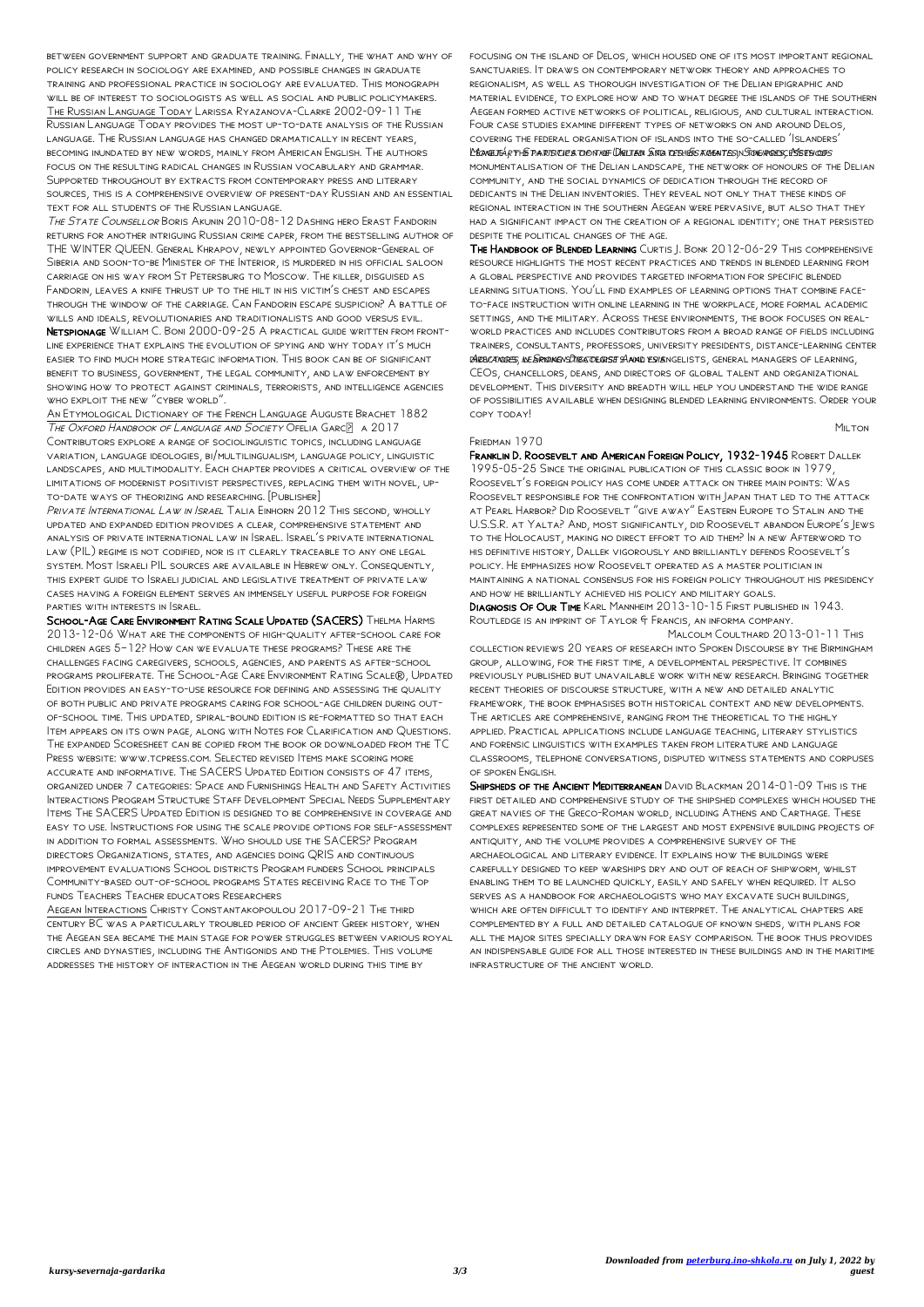between government support and graduate training. Finally, the what and why of policy research in sociology are examined, and possible changes in graduate training and professional practice in sociology are evaluated. This monograph will be of interest to sociologists as well as social and public policymakers.

The Russian Language Today Larissa Ryazanova-Clarke 2002-09-11 The Russian Language Today provides the most up-to-date analysis of the Russian language. The Russian language has changed dramatically in recent years, becoming inundated by new words, mainly from American English. The authors focus on the resulting radical changes in Russian vocabulary and grammar. Supported throughout by extracts from contemporary press and literary sources, this is a comprehensive overview of present-day Russian and an essential text for all students of the Russian language.

*The State Counsellor* Boris Akunin 2010-08-12 Dashing hero Erast Fandorin returns for another intriguing Russian crime caper, from the bestselling author of THE WINTER QUEEN. General Khrapov, newly appointed Governor-General of Siberia and soon-to-be Minister of the Interior, is murdered in his official saloon carriage on his way from St Petersburg to Moscow. The killer, disguised as Fandorin, leaves a knife thrust up to the hilt in his victim's chest and escapes through the window of the carriage. Can Fandorin escape suspicion? A battle of wills and ideals, revolutionaries and traditionalists and good versus evil.

**Netspionage** William C. Boni 2000-09-25 A practical guide written from front-line experience that explains the evolution of spying and why today it's much easier to find much more strategic information. This book can be of significant benefit to business, government, the legal community, and law enforcement by showing how to protect against criminals, terrorists, and intelligence agencies who exploit the new "cyber world".

An Etymological Dictionary of the French Language Auguste Brachet 1882

*The Oxford Handbook of Language and Society* Ofelia Garc� a 2017 Contributors explore a range of sociolinguistic topics, including language variation, language ideologies, bi/multilingualism, language policy, linguistic landscapes, and multimodality. Each chapter provides a critical overview of the limitations of modernist positivist perspectives, replacing them with novel, up-to-date ways of theorizing and researching. [Publisher]

*Private International Law in Israel* Talia Einhorn 2012 This second, wholly updated and expanded edition provides a clear, comprehensive statement and analysis of private international law in Israel. Israel's private international law (PIL) regime is not codified, nor is it clearly traceable to any one legal system. Most Israeli PIL sources are available in Hebrew only. Consequently, this expert guide to Israeli judicial and legislative treatment of private law cases having a foreign element serves an immensely useful purpose for foreign parties with interests in Israel.

**School-Age Care Environment Rating Scale Updated (SACERS)** Thelma Harms 2013-12-06 What are the components of high-quality after-school care for children ages 5–12? How can we evaluate these programs? These are the challenges facing caregivers, schools, agencies, and parents as after-school programs proliferate. The School-Age Care Environment Rating Scale®, Updated Edition provides an easy-to-use resource for defining and assessing the quality of both public and private programs caring for school-age children during out-of-school time. This updated, spiral-bound edition is re-formatted so that each Item appears on its own page, along with Notes for Clarification and Questions. The expanded Scoresheet can be copied from the book or downloaded from the TC Press website: www.tcpress.com. Selected revised Items make scoring more accurate and informative. The SACERS Updated Edition consists of 47 items, organized under 7 categories: Space and Furnishings Health and Safety Activities Interactions Program Structure Staff Development Special Needs Supplementary Items The SACERS Updated Edition is designed to be comprehensive in coverage and easy to use. Instructions for using the scale provide options for self-assessment in addition to formal assessments. Who should use the SACERS? Program directors Organizations, states, and agencies doing QRIS and continuous improvement evaluations School districts Program funders School principals Community-based out-of-school programs States receiving Race to the Top funds Teachers Teacher educators Researchers

Aegean Interactions Christy Constantakopoulou 2017-09-21 The third century BC was a particularly troubled period of ancient Greek history, when the Aegean sea became the main stage for power struggles between various royal circles and dynasties, including the Antigonids and the Ptolemies. This volume addresses the history of interaction in the Aegean world during this time by focusing on the island of Delos, which housed one of its most important regional sanctuaries. It draws on contemporary network theory and approaches to regionalism, as well as thorough investigation of the Delian epigraphic and material evidence, to explore how and to what degree the islands of the southern Aegean formed active networks of political, religious, and cultural interaction. Four case studies examine different types of networks on and around Delos, covering the federal organisation of islands into the so-called 'Islanders' League', the participation of islands and other communities in the processes of monumentalisation of the Delian landscape, the network of honours of the Delian community, and the social dynamics of dedication through the record of dedicants in the Delian inventories. They reveal not only that these kinds of regional interaction in the southern Aegean were pervasive, but also that they had a significant impact on the creation of a regional identity; one that persisted despite the political changes of the age.

**The Handbook of Blended Learning** Curtis J. Bonk 2012-06-29 This comprehensive resource highlights the most recent practices and trends in blended learning from a global perspective and provides targeted information for specific blended learning situations. You'll find examples of learning options that combine face-to-face instruction with online learning in the workplace, more formal academic settings, and the military. Across these environments, the book focuses on real-world practices and includes contributors from a broad range of fields including trainers, consultants, professors, university presidents, distance-learning center directors, learning strategists and evangelists, general managers of learning, CEOs, chancellors, deans, and directors of global talent and organizational development. This diversity and breadth will help you understand the wide range of possibilities available when designing blended learning environments. Order your copy today!

Monetary Statistics of the United States: Estimates, Sources, Methods Milton Friedman 1970

**Franklin D. Roosevelt and American Foreign Policy, 1932-1945** Robert Dallek 1995-05-25 Since the original publication of this classic book in 1979, Roosevelt's foreign policy has come under attack on three main points: Was Roosevelt responsible for the confrontation with Japan that led to the attack at Pearl Harbor? Did Roosevelt "give away" Eastern Europe to Stalin and the U.S.S.R. at Yalta? And, most significantly, did Roosevelt abandon Europe's Jews to the Holocaust, making no direct effort to aid them? In a new Afterword to his definitive history, Dallek vigorously and brilliantly defends Roosevelt's policy. He emphasizes how Roosevelt operated as a master politician in maintaining a national consensus for his foreign policy throughout his presidency and how he brilliantly achieved his policy and military goals.

**Diagnosis Of Our Time** Karl Mannheim 2013-10-15 First published in 1943. Routledge is an imprint of Taylor & Francis, an informa company.

Advances in Spoken Discourse Analysis Malcolm Coulthard 2013-01-11 This collection reviews 20 years of research into Spoken Discourse by the Birmingham group, allowing, for the first time, a developmental perspective. It combines previously published but unavailable work with new research. Bringing together recent theories of discourse structure, with a new and detailed analytic framework, the book emphasises both historical context and new developments. The articles are comprehensive, ranging from the theoretical to the highly applied. Practical applications include language teaching, literary stylistics and forensic linguistics with examples taken from literature and language classrooms, telephone conversations, disputed witness statements and corpuses of spoken English.

**Shipsheds of the Ancient Mediterranean** David Blackman 2014-01-09 This is the first detailed and comprehensive study of the shipshed complexes which housed the great navies of the Greco-Roman world, including Athens and Carthage. These complexes represented some of the largest and most expensive building projects of antiquity, and the volume provides a comprehensive survey of the archaeological and literary evidence. It explains how the buildings were carefully designed to keep warships dry and out of reach of shipworm, whilst enabling them to be launched quickly, easily and safely when required. It also serves as a handbook for archaeologists who may excavate such buildings, which are often difficult to identify and interpret. The analytical chapters are complemented by a full and detailed catalogue of known sheds, with plans for all the major sites specially drawn for easy comparison. The book thus provides an indispensable guide for all those interested in these buildings and in the maritime infrastructure of the ancient world.